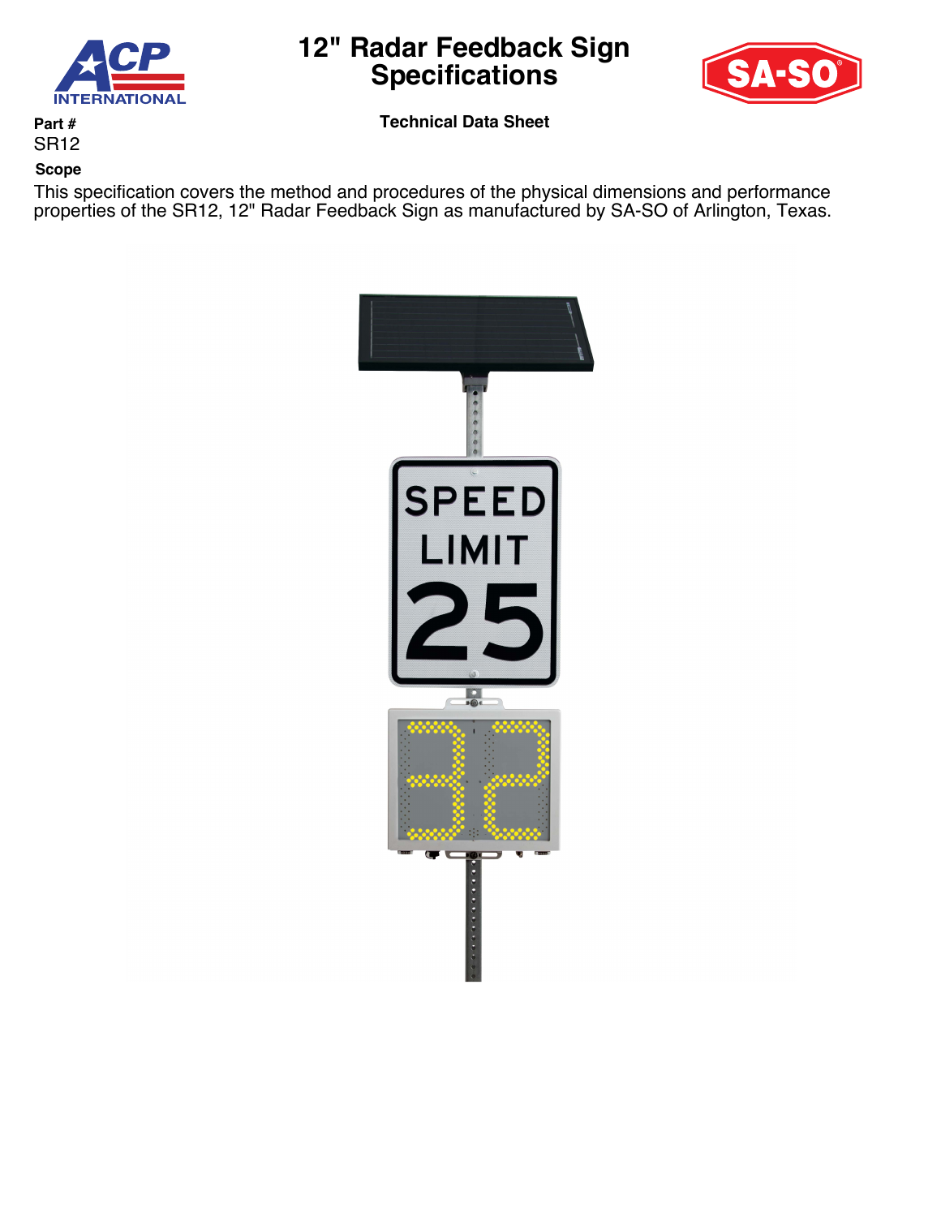# 12" Radar Feedback Sign Specifications

**Technical Data Sheet**

**Part #**
SR12

**Scope**

This specification covers the method and procedures of the physical dimensions and performance properties of the SR12, 12" Radar Feedback Sign as manufactured by SA-SO of Arlington, Texas.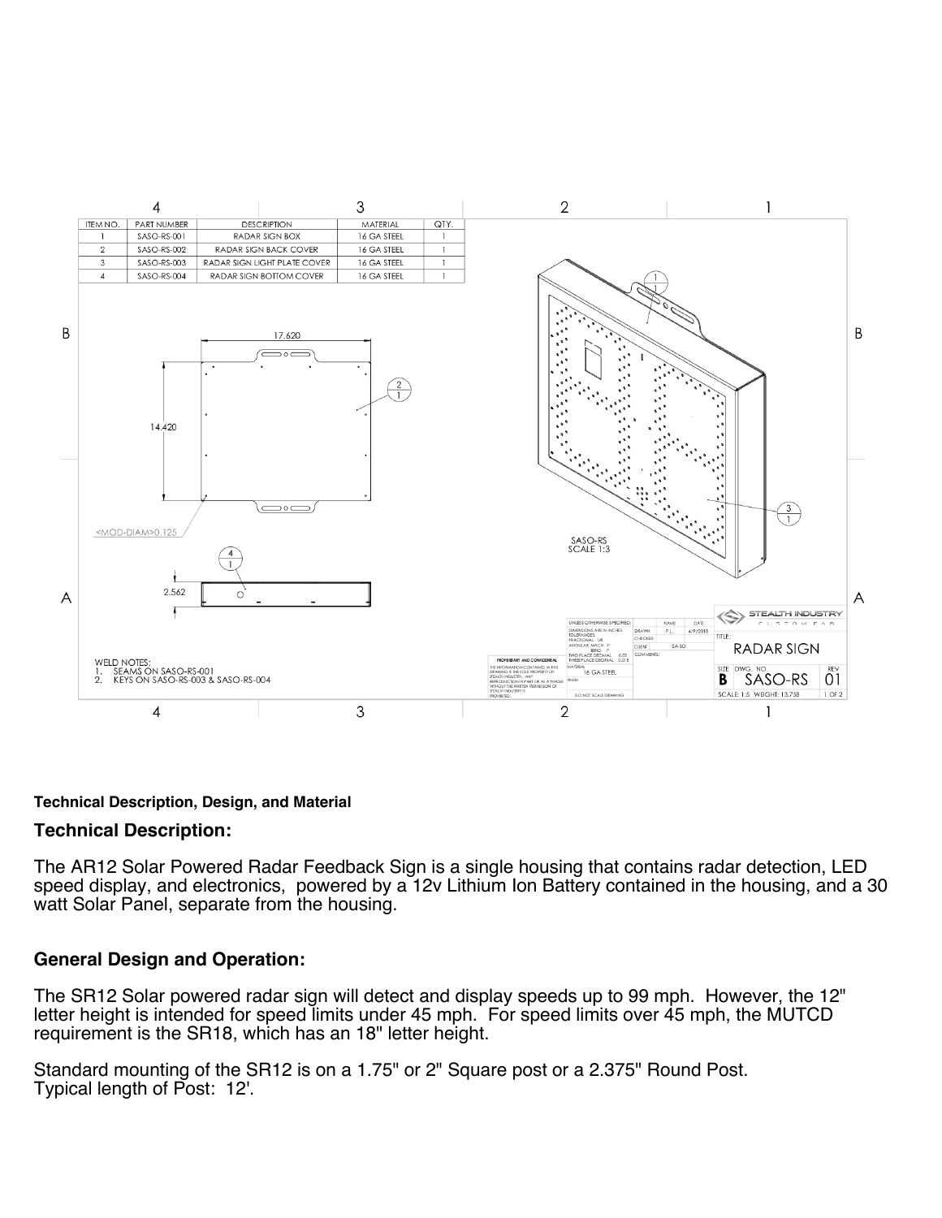| ITEM NO. | PART NUMBER | DESCRIPTION | MATERIAL | QTY. |
| --- | --- | --- | --- | --- |
| 1 | SASO-RS-001 | RADAR SIGN BOX | 16 GA STEEL | 1 |
| 2 | SASO-RS-002 | RADAR SIGN BACK COVER | 16 GA STEEL | 1 |
| 3 | SASO-RS-003 | RADAR SIGN LIGHT PLATE COVER | 16 GA STEEL | 1 |
| 4 | SASO-RS-004 | RADAR SIGN BOTTOM COVER | 16 GA STEEL | 1 |

17.620

14.420

<MOD-DIAM>0.125

2.562

SASO-RS
SCALE 1:3

WELD NOTES:
1. SEAMS ON SASO-RS-001
2. KEYS ON SASO-RS-003 & SASO-RS-004

UNLESS OTHERWISE SPECIFIED: DIMENSIONS ARE IN INCHES. TOLERANCES: FRACTIONAL ±1/8 ANGULAR: MACH ±1° BEND ±1° TWO PLACE DECIMAL ±0.03 THREE PLACE DECIMAL ±0.015

MATERIAL: 16 GA STEEL

FINISH

DO NOT SCALE DRAWING

PROPRIETARY AND CONFIDENTIAL: THE INFORMATION CONTAINED IN THIS DRAWING IS THE SOLE PROPERTY OF STEALTH INDUSTRY. ANY REPRODUCTION IN PART OR AS A WHOLE WITHOUT THE WRITTEN PERMISSION OF STEALTH INDUSTRY IS PROHIBITED.

| | NAME | DATE |
| --- | --- | --- |
| DRAWN | P.L. | 4/9/2018 |
| CHECKED | | |
| CLIENT | SA SO | |

COMMENTS:

STEALTH INDUSTRY CUSTOM FAB

TITLE: RADAR SIGN

SIZE: B DWG. NO. SASO-RS REV 01

SCALE: 1:5 WEIGHT: 13.758 1 OF 2

**Technical Description, Design, and Material**

## Technical Description:

The AR12 Solar Powered Radar Feedback Sign is a single housing that contains radar detection, LED speed display, and electronics, powered by a 12v Lithium Ion Battery contained in the housing, and a 30 watt Solar Panel, separate from the housing.

## General Design and Operation:

The SR12 Solar powered radar sign will detect and display speeds up to 99 mph. However, the 12" letter height is intended for speed limits under 45 mph. For speed limits over 45 mph, the MUTCD requirement is the SR18, which has an 18" letter height.

Standard mounting of the SR12 is on a 1.75" or 2" Square post or a 2.375" Round Post.
Typical length of Post: 12'.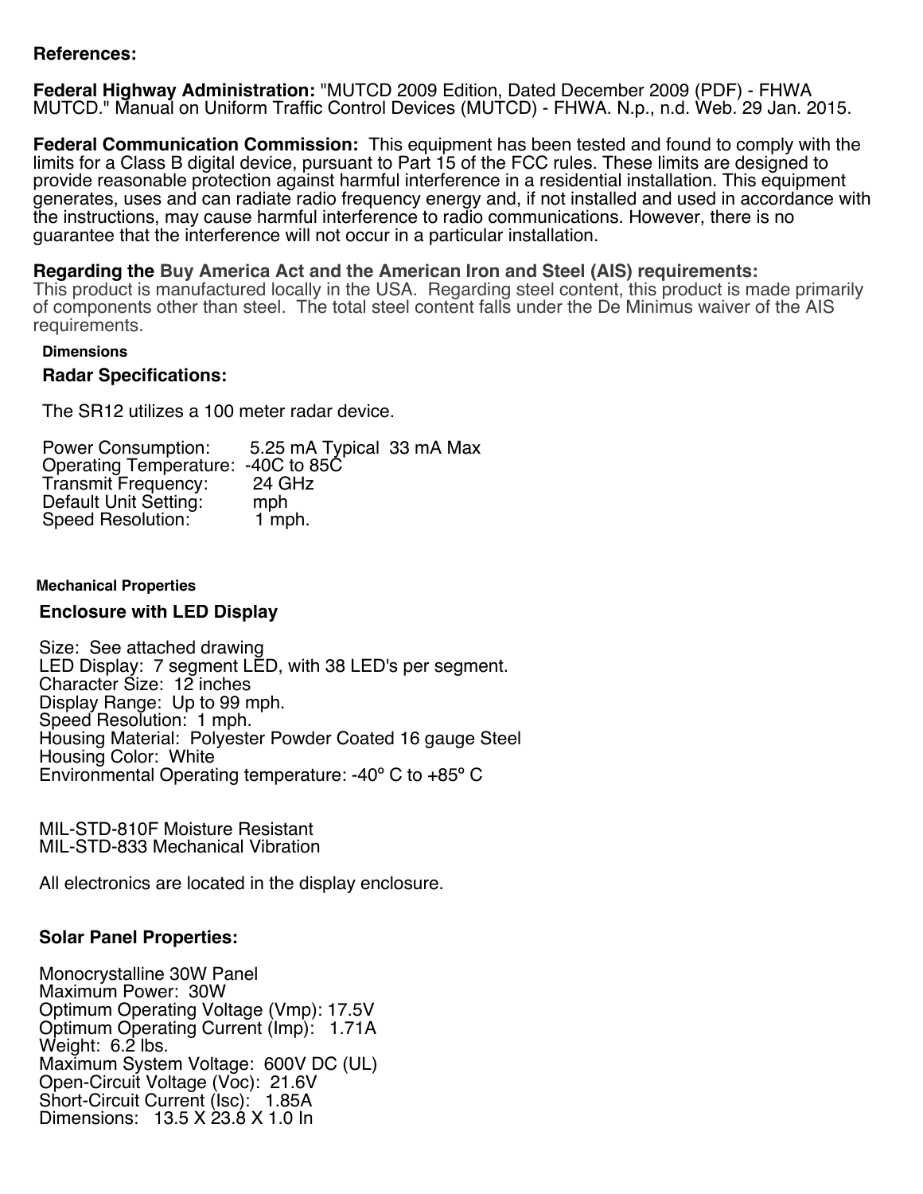**References:**

**Federal Highway Administration:** "MUTCD 2009 Edition, Dated December 2009 (PDF) - FHWA MUTCD." Manual on Uniform Traffic Control Devices (MUTCD) - FHWA. N.p., n.d. Web. 29 Jan. 2015.

**Federal Communication Commission:** This equipment has been tested and found to comply with the limits for a Class B digital device, pursuant to Part 15 of the FCC rules. These limits are designed to provide reasonable protection against harmful interference in a residential installation. This equipment generates, uses and can radiate radio frequency energy and, if not installed and used in accordance with the instructions, may cause harmful interference to radio communications. However, there is no guarantee that the interference will not occur in a particular installation.

**Regarding the Buy America Act and the American Iron and Steel (AIS) requirements:**
This product is manufactured locally in the USA. Regarding steel content, this product is made primarily of components other than steel. The total steel content falls under the De Minimus waiver of the AIS requirements.

#### Dimensions

### Radar Specifications:

The SR12 utilizes a 100 meter radar device.

Power Consumption: 5.25 mA Typical 33 mA Max
Operating Temperature: -40C to 85C
Transmit Frequency: 24 GHz
Default Unit Setting: mph
Speed Resolution: 1 mph.

#### Mechanical Properties

### Enclosure with LED Display

Size: See attached drawing
LED Display: 7 segment LED, with 38 LED's per segment.
Character Size: 12 inches
Display Range: Up to 99 mph.
Speed Resolution: 1 mph.
Housing Material: Polyester Powder Coated 16 gauge Steel
Housing Color: White
Environmental Operating temperature: -40º C to +85º C

MIL-STD-810F Moisture Resistant
MIL-STD-833 Mechanical Vibration

All electronics are located in the display enclosure.

### Solar Panel Properties:

Monocrystalline 30W Panel
Maximum Power: 30W
Optimum Operating Voltage (Vmp): 17.5V
Optimum Operating Current (Imp): 1.71A
Weight: 6.2 lbs.
Maximum System Voltage: 600V DC (UL)
Open-Circuit Voltage (Voc): 21.6V
Short-Circuit Current (Isc): 1.85A
Dimensions: 13.5 X 23.8 X 1.0 In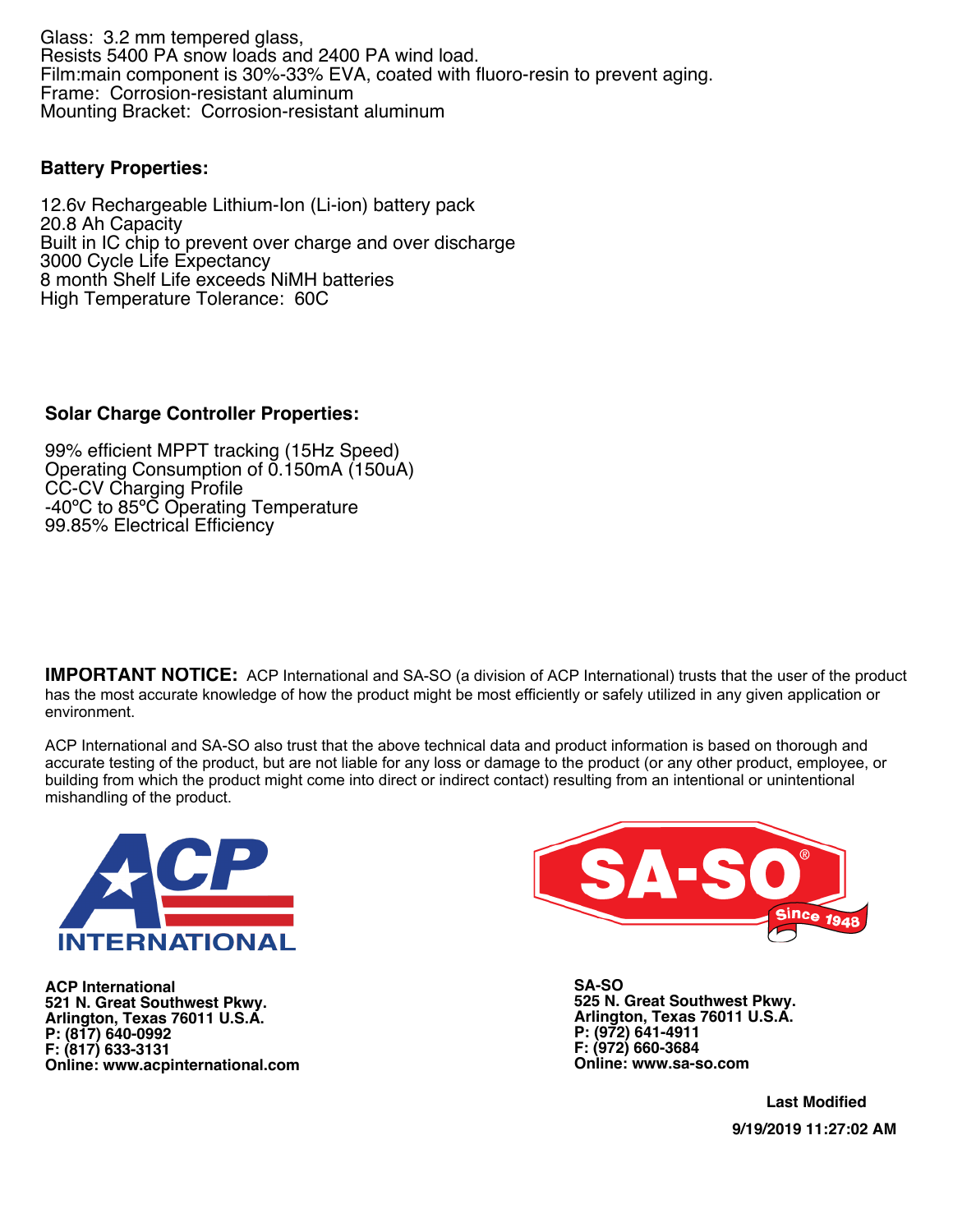Glass: 3.2 mm tempered glass,
Resists 5400 PA snow loads and 2400 PA wind load.
Film:main component is 30%-33% EVA, coated with fluoro-resin to prevent aging.
Frame: Corrosion-resistant aluminum
Mounting Bracket: Corrosion-resistant aluminum

**Battery Properties:**

12.6v Rechargeable Lithium-Ion (Li-ion) battery pack
20.8 Ah Capacity
Built in IC chip to prevent over charge and over discharge
3000 Cycle Life Expectancy
8 month Shelf Life exceeds NiMH batteries
High Temperature Tolerance: 60C

**Solar Charge Controller Properties:**

99% efficient MPPT tracking (15Hz Speed)
Operating Consumption of 0.150mA (150uA)
CC-CV Charging Profile
-40ºC to 85ºC Operating Temperature
99.85% Electrical Efficiency

**IMPORTANT NOTICE:** ACP International and SA-SO (a division of ACP International) trusts that the user of the product has the most accurate knowledge of how the product might be most efficiently or safely utilized in any given application or environment.

ACP International and SA-SO also trust that the above technical data and product information is based on thorough and accurate testing of the product, but are not liable for any loss or damage to the product (or any other product, employee, or building from which the product might come into direct or indirect contact) resulting from an intentional or unintentional mishandling of the product.

ACP INTERNATIONAL

**ACP International**
**521 N. Great Southwest Pkwy.**
**Arlington, Texas 76011 U.S.A.**
**P: (817) 640-0992**
**F: (817) 633-3131**
**Online: www.acpinternational.com**

SA-SO® Since 1948

**SA-SO**
**525 N. Great Southwest Pkwy.**
**Arlington, Texas 76011 U.S.A.**
**P: (972) 641-4911**
**F: (972) 660-3684**
**Online: www.sa-so.com**

**Last Modified**

**9/19/2019 11:27:02 AM**